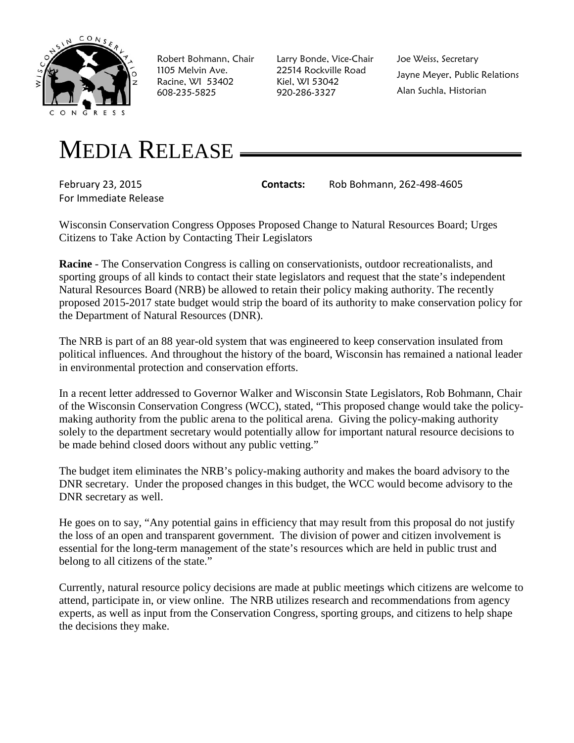Robert Bohmann, Chair
1105 Melvin Ave.
Racine, WI 53402
608-235-5825

Larry Bonde, Vice-Chair
22514 Rockville Road
Kiel, WI 53042
920-286-3327

Joe Weiss, Secretary
Jayne Meyer, Public Relations
Alan Suchla, Historian

# MEDIA RELEASE

February 23, 2015
For Immediate Release

**Contacts:** Rob Bohmann, 262-498-4605

Wisconsin Conservation Congress Opposes Proposed Change to Natural Resources Board; Urges Citizens to Take Action by Contacting Their Legislators

**Racine** - The Conservation Congress is calling on conservationists, outdoor recreationalists, and sporting groups of all kinds to contact their state legislators and request that the state's independent Natural Resources Board (NRB) be allowed to retain their policy making authority. The recently proposed 2015-2017 state budget would strip the board of its authority to make conservation policy for the Department of Natural Resources (DNR).

The NRB is part of an 88 year-old system that was engineered to keep conservation insulated from political influences. And throughout the history of the board, Wisconsin has remained a national leader in environmental protection and conservation efforts.

In a recent letter addressed to Governor Walker and Wisconsin State Legislators, Rob Bohmann, Chair of the Wisconsin Conservation Congress (WCC), stated, "This proposed change would take the policy-making authority from the public arena to the political arena. Giving the policy-making authority solely to the department secretary would potentially allow for important natural resource decisions to be made behind closed doors without any public vetting."

The budget item eliminates the NRB's policy-making authority and makes the board advisory to the DNR secretary. Under the proposed changes in this budget, the WCC would become advisory to the DNR secretary as well.

He goes on to say, "Any potential gains in efficiency that may result from this proposal do not justify the loss of an open and transparent government. The division of power and citizen involvement is essential for the long-term management of the state's resources which are held in public trust and belong to all citizens of the state."

Currently, natural resource policy decisions are made at public meetings which citizens are welcome to attend, participate in, or view online. The NRB utilizes research and recommendations from agency experts, as well as input from the Conservation Congress, sporting groups, and citizens to help shape the decisions they make.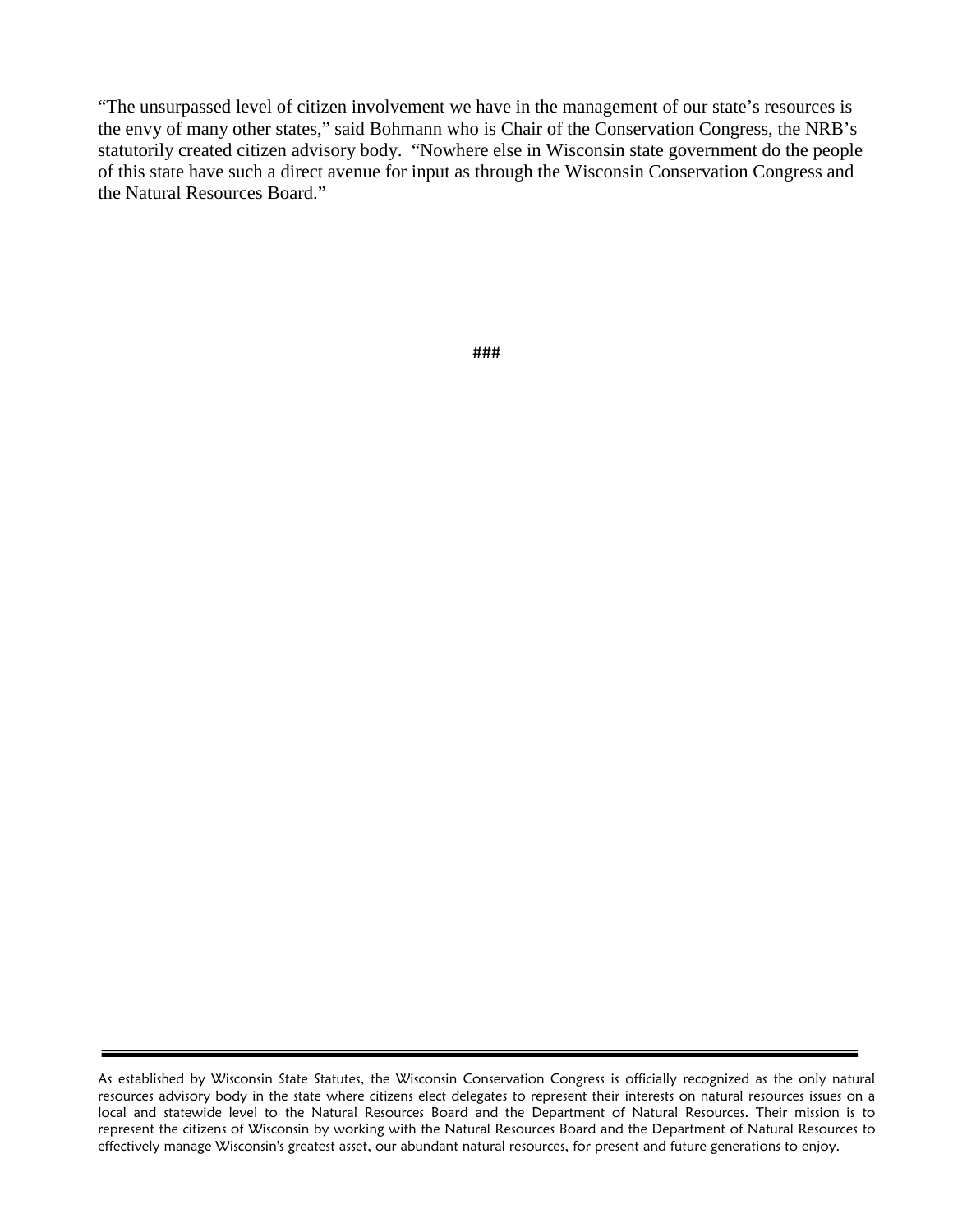"The unsurpassed level of citizen involvement we have in the management of our state's resources is the envy of many other states," said Bohmann who is Chair of the Conservation Congress, the NRB's statutorily created citizen advisory body. "Nowhere else in Wisconsin state government do the people of this state have such a direct avenue for input as through the Wisconsin Conservation Congress and the Natural Resources Board."

###

---

As established by Wisconsin State Statutes, the Wisconsin Conservation Congress is officially recognized as the only natural resources advisory body in the state where citizens elect delegates to represent their interests on natural resources issues on a local and statewide level to the Natural Resources Board and the Department of Natural Resources. Their mission is to represent the citizens of Wisconsin by working with the Natural Resources Board and the Department of Natural Resources to effectively manage Wisconsin's greatest asset, our abundant natural resources, for present and future generations to enjoy.